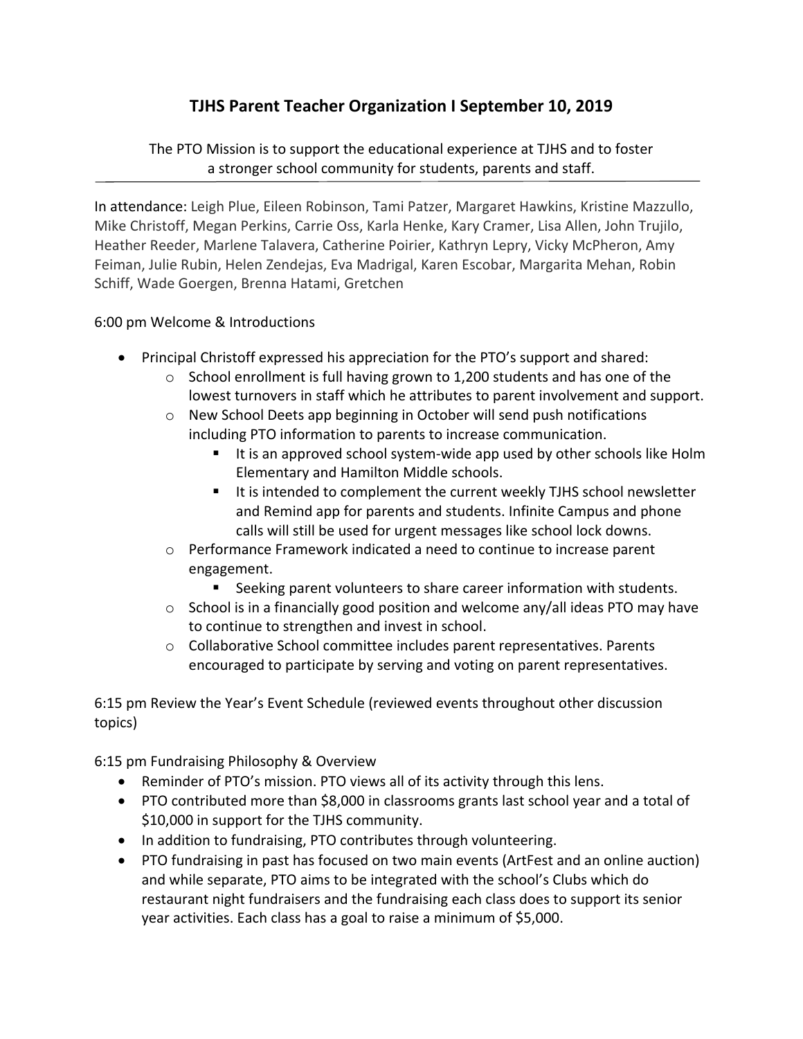# TJHS Parent Teacher Organization I September 10, 2019

The PTO Mission is to support the educational experience at TJHS and to foster a stronger school community for students, parents and staff.

---

In attendance: Leigh Plue, Eileen Robinson, Tami Patzer, Margaret Hawkins, Kristine Mazzullo, Mike Christoff, Megan Perkins, Carrie Oss, Karla Henke, Kary Cramer, Lisa Allen, John Trujilo, Heather Reeder, Marlene Talavera, Catherine Poirier, Kathryn Lepry, Vicky McPheron, Amy Feiman, Julie Rubin, Helen Zendejas, Eva Madrigal, Karen Escobar, Margarita Mehan, Robin Schiff, Wade Goergen, Brenna Hatami, Gretchen

6:00 pm Welcome & Introductions

- Principal Christoff expressed his appreciation for the PTO's support and shared:
  - School enrollment is full having grown to 1,200 students and has one of the lowest turnovers in staff which he attributes to parent involvement and support.
  - New School Deets app beginning in October will send push notifications including PTO information to parents to increase communication.
    - It is an approved school system-wide app used by other schools like Holm Elementary and Hamilton Middle schools.
    - It is intended to complement the current weekly TJHS school newsletter and Remind app for parents and students. Infinite Campus and phone calls will still be used for urgent messages like school lock downs.
  - Performance Framework indicated a need to continue to increase parent engagement.
    - Seeking parent volunteers to share career information with students.
  - School is in a financially good position and welcome any/all ideas PTO may have to continue to strengthen and invest in school.
  - Collaborative School committee includes parent representatives. Parents encouraged to participate by serving and voting on parent representatives.

6:15 pm Review the Year's Event Schedule (reviewed events throughout other discussion topics)

6:15 pm Fundraising Philosophy & Overview

- Reminder of PTO's mission. PTO views all of its activity through this lens.
- PTO contributed more than $8,000 in classrooms grants last school year and a total of $10,000 in support for the TJHS community.
- In addition to fundraising, PTO contributes through volunteering.
- PTO fundraising in past has focused on two main events (ArtFest and an online auction) and while separate, PTO aims to be integrated with the school's Clubs which do restaurant night fundraisers and the fundraising each class does to support its senior year activities. Each class has a goal to raise a minimum of $5,000.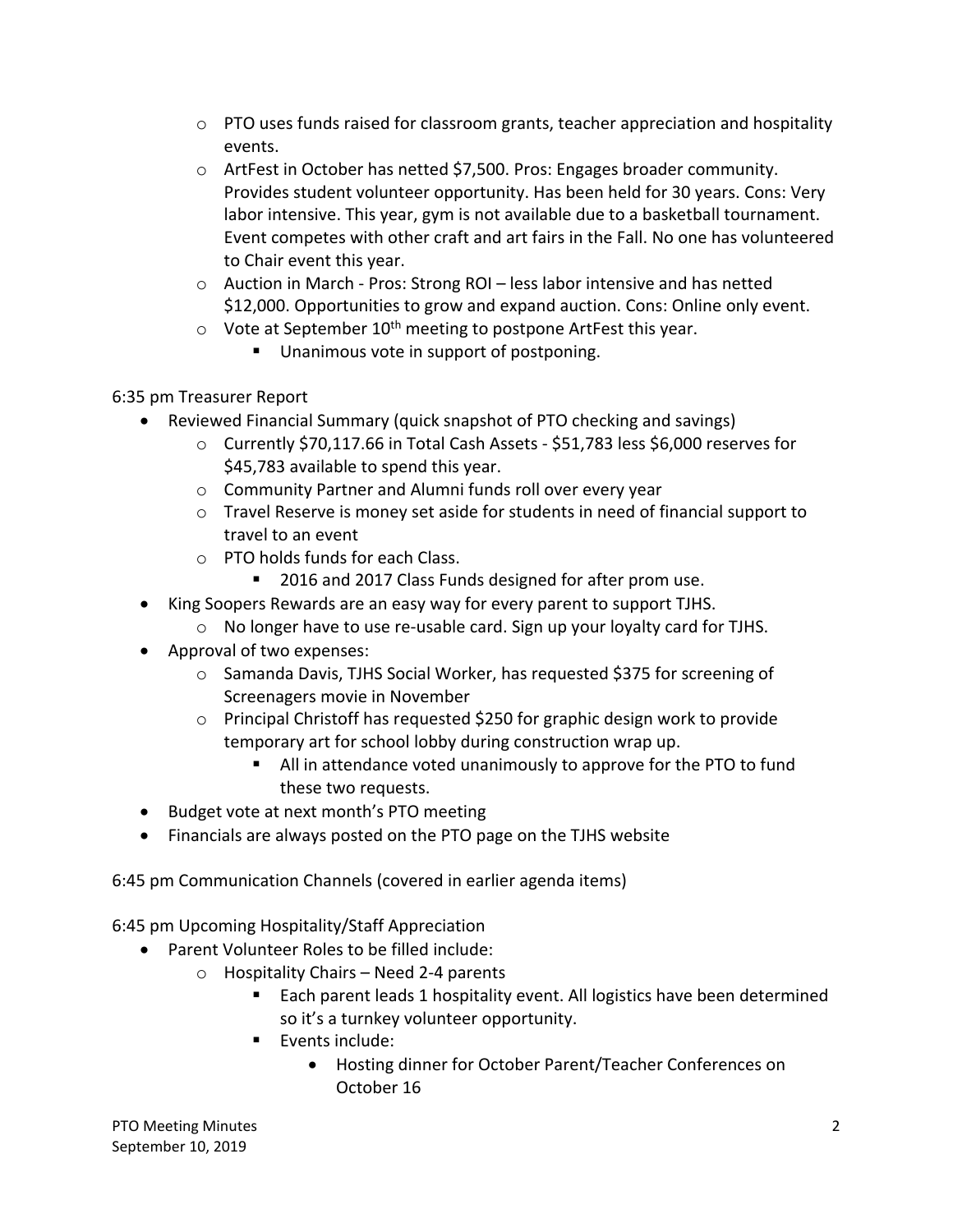- PTO uses funds raised for classroom grants, teacher appreciation and hospitality events.
  - ArtFest in October has netted $7,500. Pros: Engages broader community. Provides student volunteer opportunity. Has been held for 30 years. Cons: Very labor intensive. This year, gym is not available due to a basketball tournament. Event competes with other craft and art fairs in the Fall. No one has volunteered to Chair event this year.
  - Auction in March - Pros: Strong ROI – less labor intensive and has netted $12,000. Opportunities to grow and expand auction. Cons: Online only event.
  - Vote at September 10th meeting to postpone ArtFest this year.
    - Unanimous vote in support of postponing.

6:35 pm Treasurer Report

- Reviewed Financial Summary (quick snapshot of PTO checking and savings)
  - Currently $70,117.66 in Total Cash Assets - $51,783 less $6,000 reserves for $45,783 available to spend this year.
  - Community Partner and Alumni funds roll over every year
  - Travel Reserve is money set aside for students in need of financial support to travel to an event
  - PTO holds funds for each Class.
    - 2016 and 2017 Class Funds designed for after prom use.
- King Soopers Rewards are an easy way for every parent to support TJHS.
  - No longer have to use re-usable card. Sign up your loyalty card for TJHS.
- Approval of two expenses:
  - Samanda Davis, TJHS Social Worker, has requested $375 for screening of Screenagers movie in November
  - Principal Christoff has requested $250 for graphic design work to provide temporary art for school lobby during construction wrap up.
    - All in attendance voted unanimously to approve for the PTO to fund these two requests.
- Budget vote at next month's PTO meeting
- Financials are always posted on the PTO page on the TJHS website

6:45 pm Communication Channels (covered in earlier agenda items)

6:45 pm Upcoming Hospitality/Staff Appreciation

- Parent Volunteer Roles to be filled include:
  - Hospitality Chairs – Need 2-4 parents
    - Each parent leads 1 hospitality event. All logistics have been determined so it's a turnkey volunteer opportunity.
    - Events include:
      - Hosting dinner for October Parent/Teacher Conferences on October 16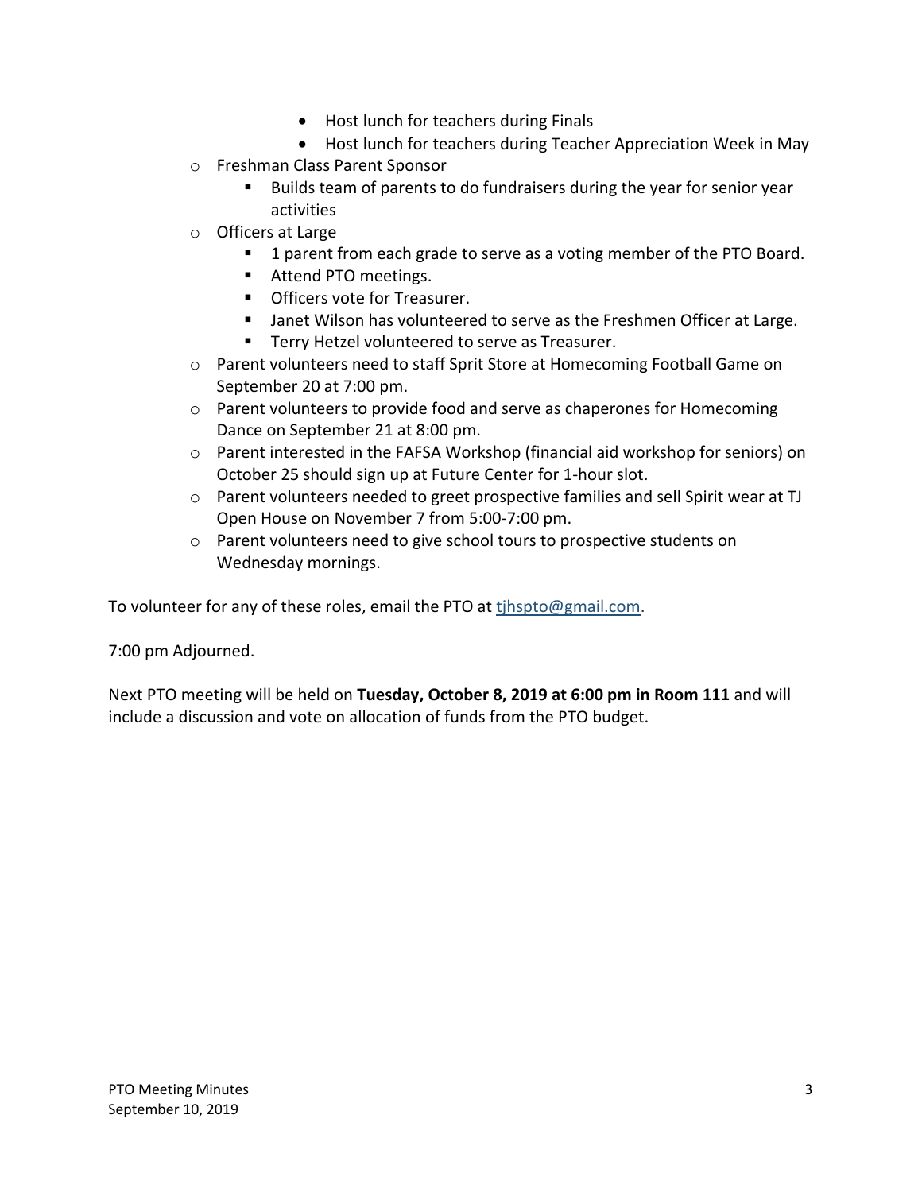- Host lunch for teachers during Finals
      - Host lunch for teachers during Teacher Appreciation Week in May
  - Freshman Class Parent Sponsor
    - Builds team of parents to do fundraisers during the year for senior year activities
  - Officers at Large
    - 1 parent from each grade to serve as a voting member of the PTO Board.
    - Attend PTO meetings.
    - Officers vote for Treasurer.
    - Janet Wilson has volunteered to serve as the Freshmen Officer at Large.
    - Terry Hetzel volunteered to serve as Treasurer.
  - Parent volunteers need to staff Sprit Store at Homecoming Football Game on September 20 at 7:00 pm.
  - Parent volunteers to provide food and serve as chaperones for Homecoming Dance on September 21 at 8:00 pm.
  - Parent interested in the FAFSA Workshop (financial aid workshop for seniors) on October 25 should sign up at Future Center for 1-hour slot.
  - Parent volunteers needed to greet prospective families and sell Spirit wear at TJ Open House on November 7 from 5:00-7:00 pm.
  - Parent volunteers need to give school tours to prospective students on Wednesday mornings.

To volunteer for any of these roles, email the PTO at tjhspto@gmail.com.

7:00 pm Adjourned.

Next PTO meeting will be held on **Tuesday, October 8, 2019 at 6:00 pm in Room 111** and will include a discussion and vote on allocation of funds from the PTO budget.